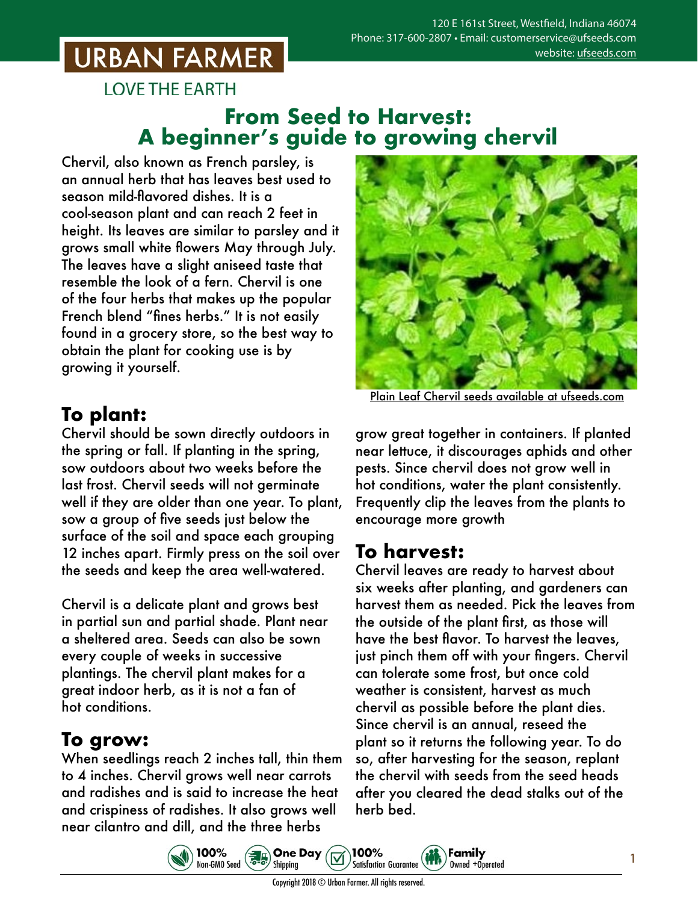URBAN FARMER

LOVE THE EARTH

120 E 161st Street, Westfield, Indiana 46074
Phone: 317-600-2807 • Email: customerservice@ufseeds.com
website: ufseeds.com

# From Seed to Harvest: A beginner's guide to growing chervil

Chervil, also known as French parsley, is an annual herb that has leaves best used to season mild-flavored dishes. It is a cool-season plant and can reach 2 feet in height. Its leaves are similar to parsley and it grows small white flowers May through July. The leaves have a slight aniseed taste that resemble the look of a fern. Chervil is one of the four herbs that makes up the popular French blend "fines herbs." It is not easily found in a grocery store, so the best way to obtain the plant for cooking use is by growing it yourself.

Plain Leaf Chervil seeds available at ufseeds.com

## To plant:

Chervil should be sown directly outdoors in the spring or fall. If planting in the spring, sow outdoors about two weeks before the last frost. Chervil seeds will not germinate well if they are older than one year. To plant, sow a group of five seeds just below the surface of the soil and space each grouping 12 inches apart. Firmly press on the soil over the seeds and keep the area well-watered.

Chervil is a delicate plant and grows best in partial sun and partial shade. Plant near a sheltered area. Seeds can also be sown every couple of weeks in successive plantings. The chervil plant makes for a great indoor herb, as it is not a fan of hot conditions.

## To grow:

When seedlings reach 2 inches tall, thin them to 4 inches. Chervil grows well near carrots and radishes and is said to increase the heat and crispiness of radishes. It also grows well near cilantro and dill, and the three herbs grow great together in containers. If planted near lettuce, it discourages aphids and other pests. Since chervil does not grow well in hot conditions, water the plant consistently. Frequently clip the leaves from the plants to encourage more growth

## To harvest:

Chervil leaves are ready to harvest about six weeks after planting, and gardeners can harvest them as needed. Pick the leaves from the outside of the plant first, as those will have the best flavor. To harvest the leaves, just pinch them off with your fingers. Chervil can tolerate some frost, but once cold weather is consistent, harvest as much chervil as possible before the plant dies. Since chervil is an annual, reseed the plant so it returns the following year. To do so, after harvesting for the season, replant the chervil with seeds from the seed heads after you cleared the dead stalks out of the herb bed.

100% Non-GMO Seed • One Day Shipping • 100% Satisfaction Guarantee • Family Owned +Operated

Copyright 2018 © Urban Farmer. All rights reserved.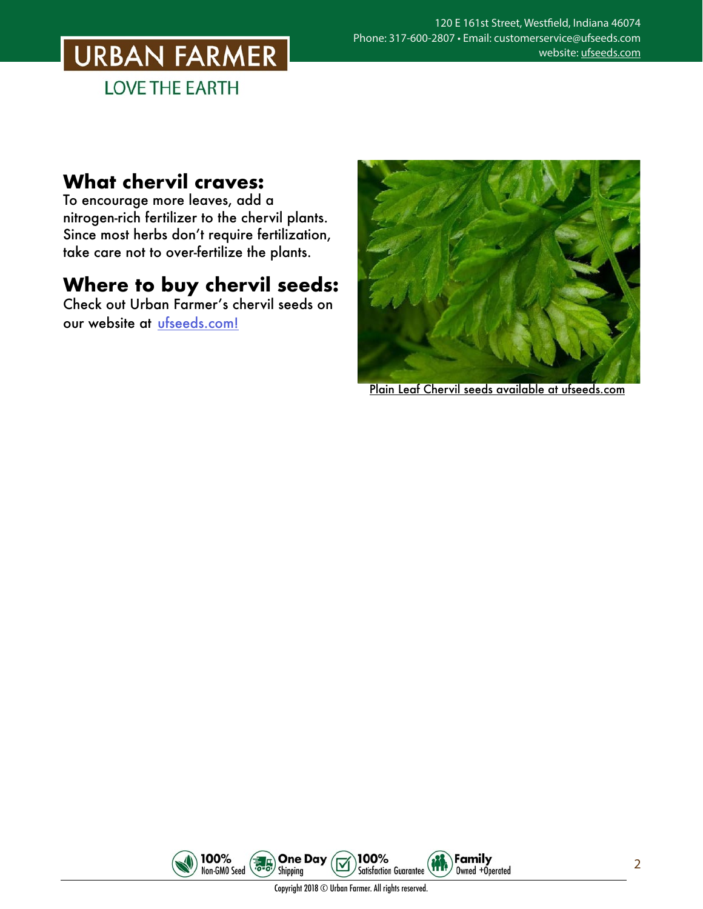## What chervil craves:

To encourage more leaves, add a nitrogen-rich fertilizer to the chervil plants. Since most herbs don't require fertilization, take care not to over-fertilize the plants.

## Where to buy chervil seeds:

Check out Urban Farmer's chervil seeds on our website at ufseeds.com!

Plain Leaf Chervil seeds available at ufseeds.com